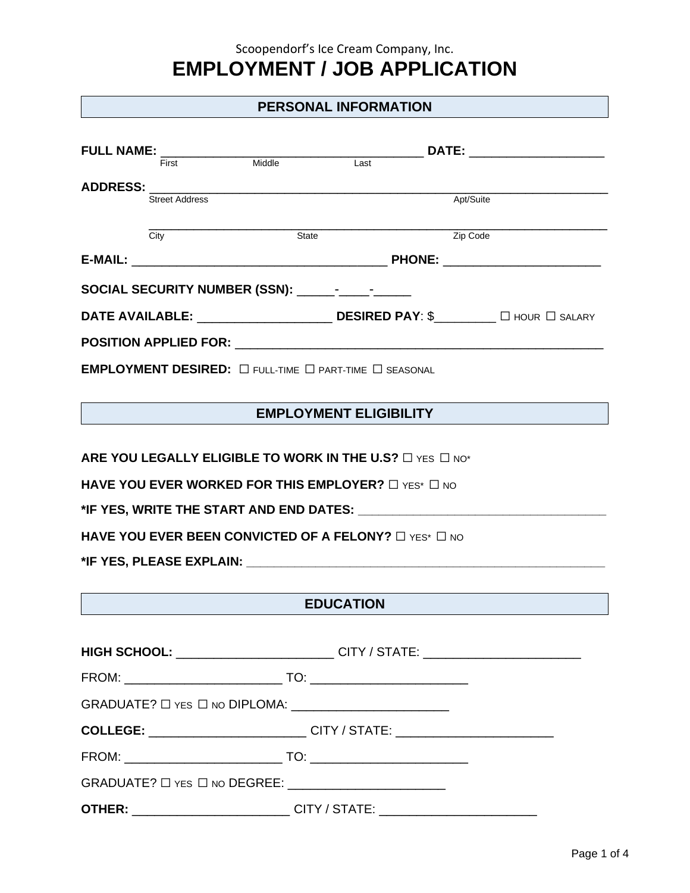Scoopendorf's Ice Cream Company, Inc.

# EMPLOYMENT / JOB APPLICATION

## PERSONAL INFORMATION

**FULL NAME:** ____________________________________ **DATE:** ___________________
First Middle Last

**ADDRESS:** ______________________________________________________________
Street Address Apt/Suite

______________________________________________________________
City State Zip Code

**E-MAIL:** ____________________________________ **PHONE:** ______________________

**SOCIAL SECURITY NUMBER (SSN):** _____-____-_____

**DATE AVAILABLE:** ___________________ **DESIRED PAY**: $_________ ☐ HOUR ☐ SALARY

**POSITION APPLIED FOR:** _____________________________________________________

**EMPLOYMENT DESIRED:** ☐ FULL-TIME ☐ PART-TIME ☐ SEASONAL

## EMPLOYMENT ELIGIBILITY

**ARE YOU LEGALLY ELIGIBLE TO WORK IN THE U.S?** ☐ YES ☐ NO*

**HAVE YOU EVER WORKED FOR THIS EMPLOYER?** ☐ YES* ☐ NO

***IF YES, WRITE THE START AND END DATES:** ____________________________________

**HAVE YOU EVER BEEN CONVICTED OF A FELONY?** ☐ YES* ☐ NO

***IF YES, PLEASE EXPLAIN:** _______________________________________________________

## EDUCATION

**HIGH SCHOOL:** ______________________ CITY / STATE: ______________________

FROM: ______________________ TO: ______________________

GRADUATE? ☐ YES ☐ NO DIPLOMA: ______________________

**COLLEGE:** ______________________ CITY / STATE: ______________________

FROM: ______________________ TO: ______________________

GRADUATE? ☐ YES ☐ NO DEGREE: ______________________

**OTHER:** ______________________ CITY / STATE: ______________________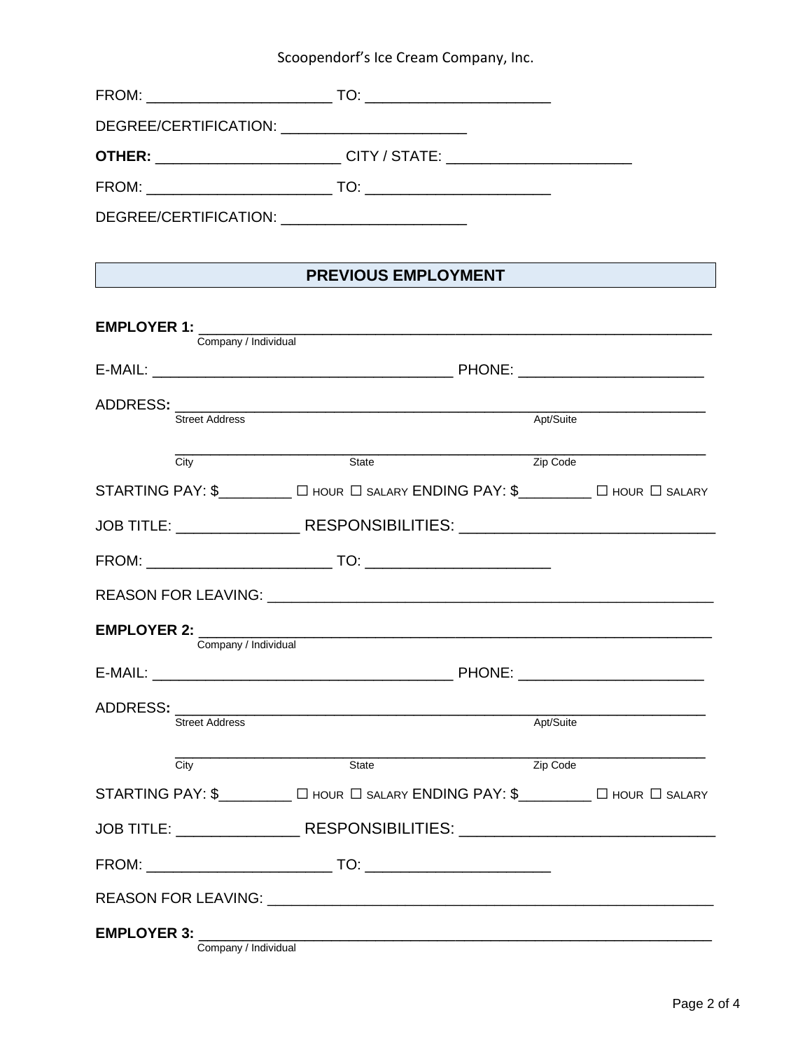FROM: ______________________ TO: ______________________

DEGREE/CERTIFICATION: ______________________

**OTHER:** ______________________ CITY / STATE: ______________________

FROM: ______________________ TO: ______________________

DEGREE/CERTIFICATION: ______________________

## PREVIOUS EMPLOYMENT

**EMPLOYER 1:** ____________________________________________________________
Company / Individual

E-MAIL: ____________________________________ PHONE: ______________________

ADDRESS**:** ____________________________________________________________
Street Address Apt/Suite

____________________________________________________________
City State Zip Code

STARTING PAY: $_________ ☐ HOUR ☐ SALARY ENDING PAY: $_________ ☐ HOUR ☐ SALARY

JOB TITLE: ______________ RESPONSIBILITIES: _____________________________

FROM: ______________________ TO: ______________________

REASON FOR LEAVING: ______________________________________________________

**EMPLOYER 2:** ____________________________________________________________
Company / Individual

E-MAIL: ____________________________________ PHONE: ______________________

ADDRESS**:** ____________________________________________________________
Street Address Apt/Suite

____________________________________________________________
City State Zip Code

STARTING PAY: $_________ ☐ HOUR ☐ SALARY ENDING PAY: $_________ ☐ HOUR ☐ SALARY

JOB TITLE: ______________ RESPONSIBILITIES: _____________________________

FROM: ______________________ TO: ______________________

REASON FOR LEAVING: ______________________________________________________

**EMPLOYER 3:** ____________________________________________________________
Company / Individual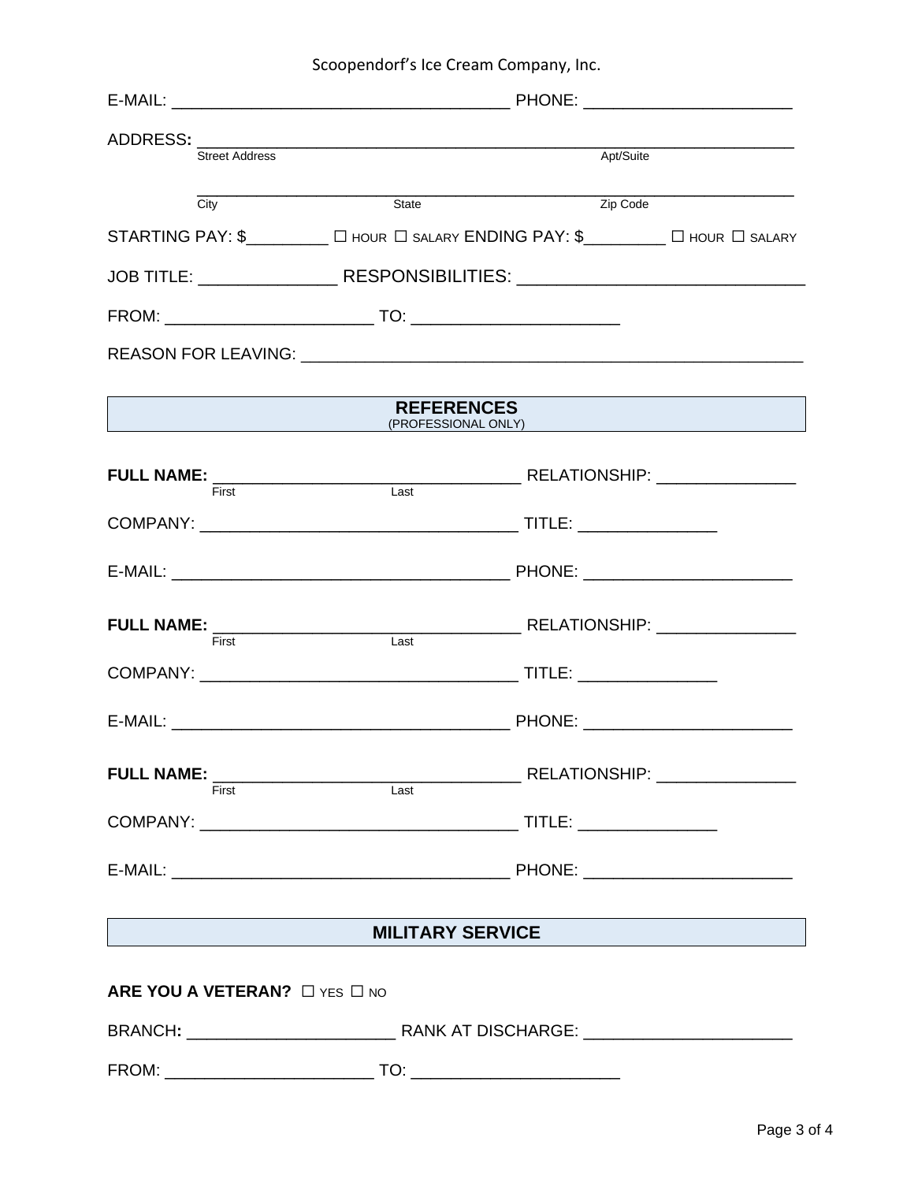E-MAIL: ___________________________________ PHONE: _____________________

ADDRESS: ____________________________________________________________
Street Address Apt/Suite

____________________________________________________________
City State Zip Code

STARTING PAY: $_________ ☐ HOUR ☐ SALARY ENDING PAY: $_________ ☐ HOUR ☐ SALARY

JOB TITLE: ______________ RESPONSIBILITIES: ____________________________

FROM: ______________________ TO: ______________________

REASON FOR LEAVING: ______________________________________________

## REFERENCES

(PROFESSIONAL ONLY)

**FULL NAME:** ________________________________ RELATIONSHIP: _______________
First Last

COMPANY: _________________________________ TITLE: _______________

E-MAIL: ___________________________________ PHONE: _____________________

**FULL NAME:** ________________________________ RELATIONSHIP: _______________
First Last

COMPANY: _________________________________ TITLE: _______________

E-MAIL: ___________________________________ PHONE: _____________________

**FULL NAME:** ________________________________ RELATIONSHIP: _______________
First Last

COMPANY: _________________________________ TITLE: _______________

E-MAIL: ___________________________________ PHONE: _____________________

## MILITARY SERVICE

**ARE YOU A VETERAN?** ☐ YES ☐ NO

BRANCH: ______________________ RANK AT DISCHARGE: ______________________

FROM: ______________________ TO: ______________________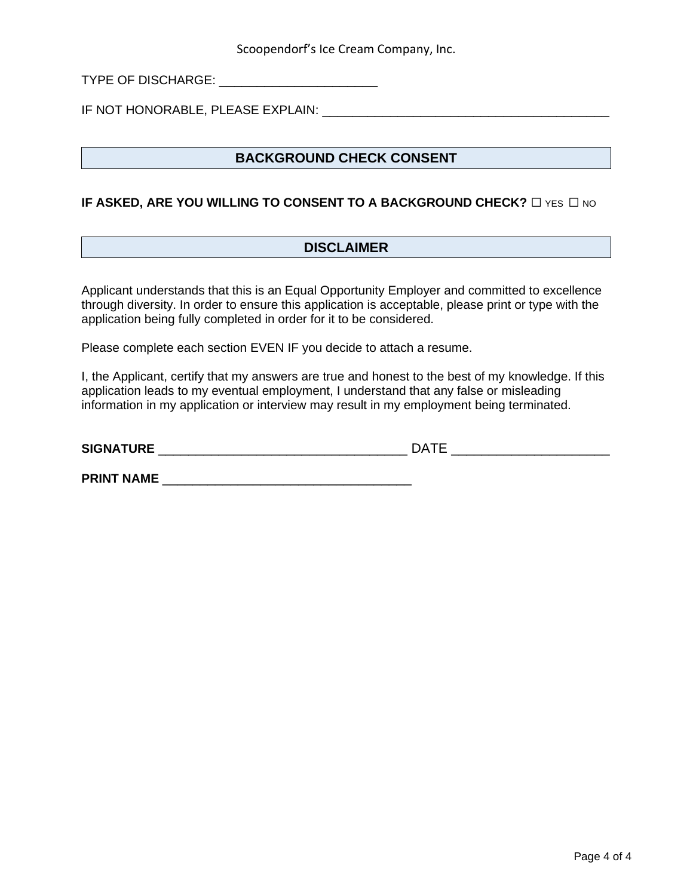TYPE OF DISCHARGE: ______________________

IF NOT HONORABLE, PLEASE EXPLAIN: ________________________________________

## BACKGROUND CHECK CONSENT

**IF ASKED, ARE YOU WILLING TO CONSENT TO A BACKGROUND CHECK?** ☐ YES ☐ NO

## DISCLAIMER

Applicant understands that this is an Equal Opportunity Employer and committed to excellence through diversity. In order to ensure this application is acceptable, please print or type with the application being fully completed in order for it to be considered.

Please complete each section EVEN IF you decide to attach a resume.

I, the Applicant, certify that my answers are true and honest to the best of my knowledge. If this application leads to my eventual employment, I understand that any false or misleading information in my application or interview may result in my employment being terminated.

**SIGNATURE** ___________________________________ DATE _____________________

**PRINT NAME** ___________________________________